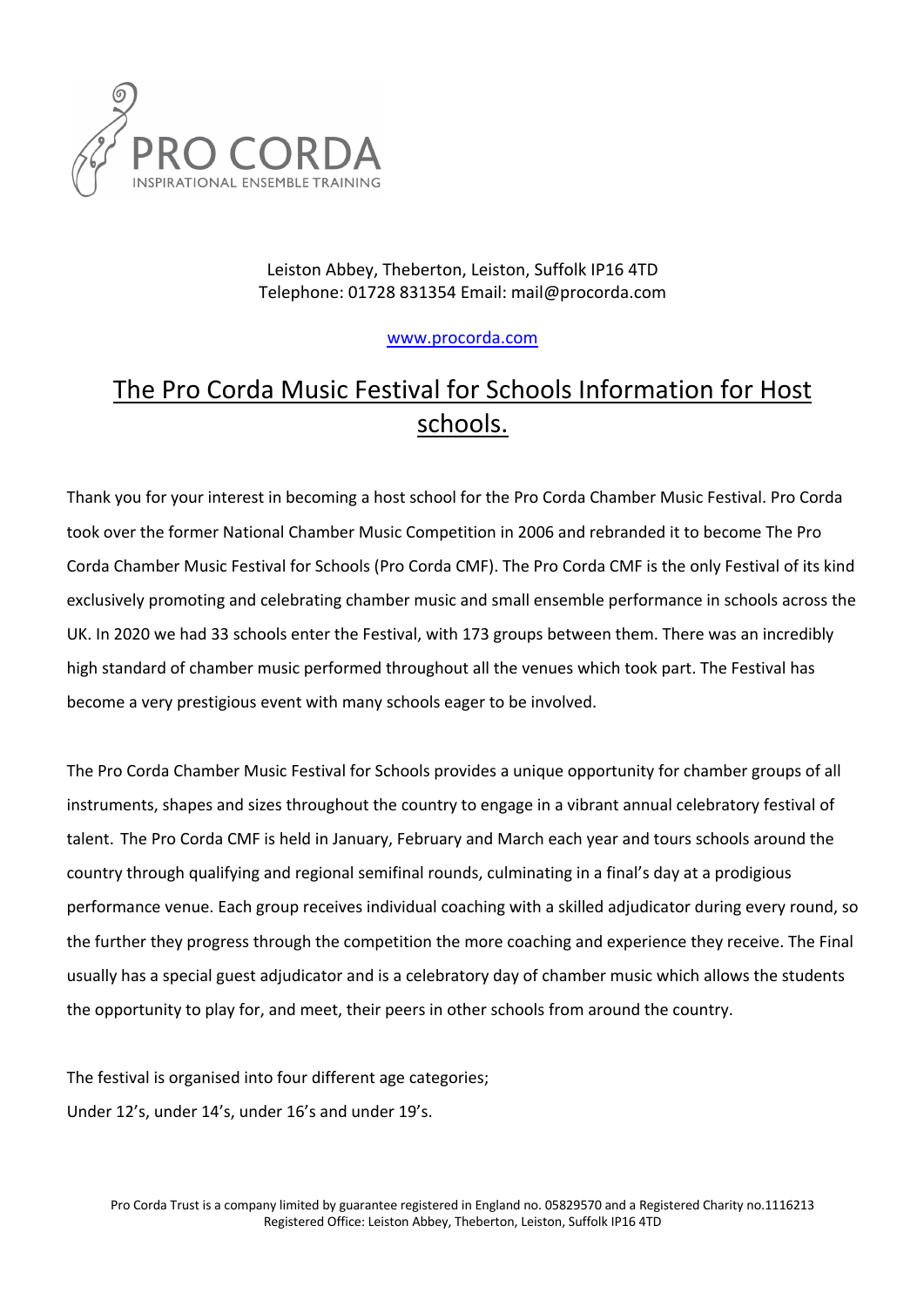PRO CORDA
INSPIRATIONAL ENSEMBLE TRAINING

Leiston Abbey, Theberton, Leiston, Suffolk IP16 4TD
Telephone: 01728 831354 Email: mail@procorda.com

www.procorda.com

# The Pro Corda Music Festival for Schools Information for Host schools.

Thank you for your interest in becoming a host school for the Pro Corda Chamber Music Festival. Pro Corda took over the former National Chamber Music Competition in 2006 and rebranded it to become The Pro Corda Chamber Music Festival for Schools (Pro Corda CMF). The Pro Corda CMF is the only Festival of its kind exclusively promoting and celebrating chamber music and small ensemble performance in schools across the UK. In 2020 we had 33 schools enter the Festival, with 173 groups between them. There was an incredibly high standard of chamber music performed throughout all the venues which took part. The Festival has become a very prestigious event with many schools eager to be involved.

The Pro Corda Chamber Music Festival for Schools provides a unique opportunity for chamber groups of all instruments, shapes and sizes throughout the country to engage in a vibrant annual celebratory festival of talent. The Pro Corda CMF is held in January, February and March each year and tours schools around the country through qualifying and regional semifinal rounds, culminating in a final's day at a prodigious performance venue. Each group receives individual coaching with a skilled adjudicator during every round, so the further they progress through the competition the more coaching and experience they receive. The Final usually has a special guest adjudicator and is a celebratory day of chamber music which allows the students the opportunity to play for, and meet, their peers in other schools from around the country.

The festival is organised into four different age categories;
Under 12's, under 14's, under 16's and under 19's.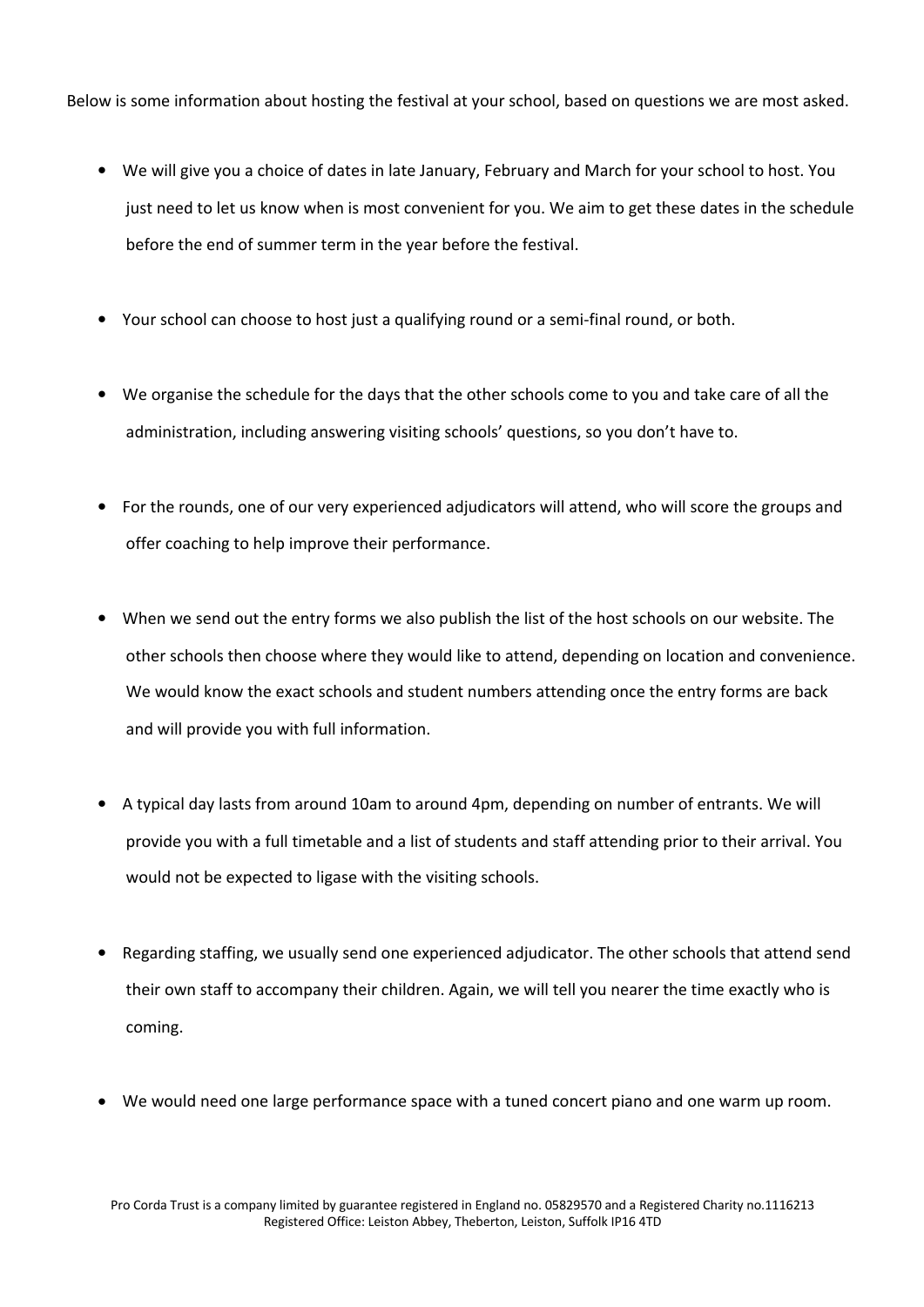Below is some information about hosting the festival at your school, based on questions we are most asked.

- We will give you a choice of dates in late January, February and March for your school to host. You just need to let us know when is most convenient for you. We aim to get these dates in the schedule before the end of summer term in the year before the festival.

- Your school can choose to host just a qualifying round or a semi-final round, or both.

- We organise the schedule for the days that the other schools come to you and take care of all the administration, including answering visiting schools' questions, so you don't have to.

- For the rounds, one of our very experienced adjudicators will attend, who will score the groups and offer coaching to help improve their performance.

- When we send out the entry forms we also publish the list of the host schools on our website. The other schools then choose where they would like to attend, depending on location and convenience. We would know the exact schools and student numbers attending once the entry forms are back and will provide you with full information.

- A typical day lasts from around 10am to around 4pm, depending on number of entrants. We will provide you with a full timetable and a list of students and staff attending prior to their arrival. You would not be expected to ligase with the visiting schools.

- Regarding staffing, we usually send one experienced adjudicator. The other schools that attend send their own staff to accompany their children. Again, we will tell you nearer the time exactly who is coming.

- We would need one large performance space with a tuned concert piano and one warm up room.

Pro Corda Trust is a company limited by guarantee registered in England no. 05829570 and a Registered Charity no.1116213
Registered Office: Leiston Abbey, Theberton, Leiston, Suffolk IP16 4TD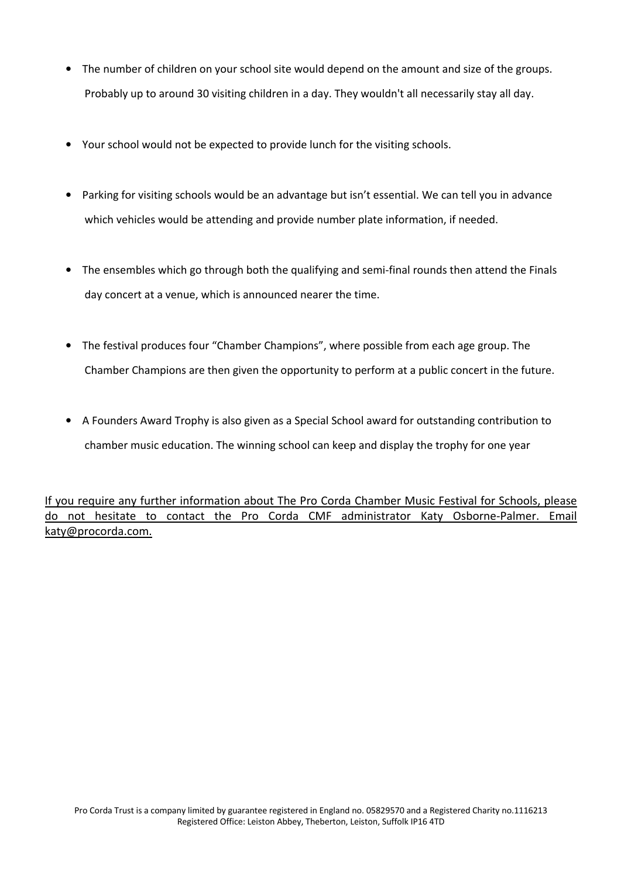- The number of children on your school site would depend on the amount and size of the groups. Probably up to around 30 visiting children in a day. They wouldn't all necessarily stay all day.

- Your school would not be expected to provide lunch for the visiting schools.

- Parking for visiting schools would be an advantage but isn't essential. We can tell you in advance which vehicles would be attending and provide number plate information, if needed.

- The ensembles which go through both the qualifying and semi-final rounds then attend the Finals day concert at a venue, which is announced nearer the time.

- The festival produces four "Chamber Champions", where possible from each age group. The Chamber Champions are then given the opportunity to perform at a public concert in the future.

- A Founders Award Trophy is also given as a Special School award for outstanding contribution to chamber music education. The winning school can keep and display the trophy for one year

<u>If you require any further information about The Pro Corda Chamber Music Festival for Schools, please do not hesitate to contact the Pro Corda CMF administrator Katy Osborne-Palmer. Email katy@procorda.com.</u>

Pro Corda Trust is a company limited by guarantee registered in England no. 05829570 and a Registered Charity no.1116213
Registered Office: Leiston Abbey, Theberton, Leiston, Suffolk IP16 4TD